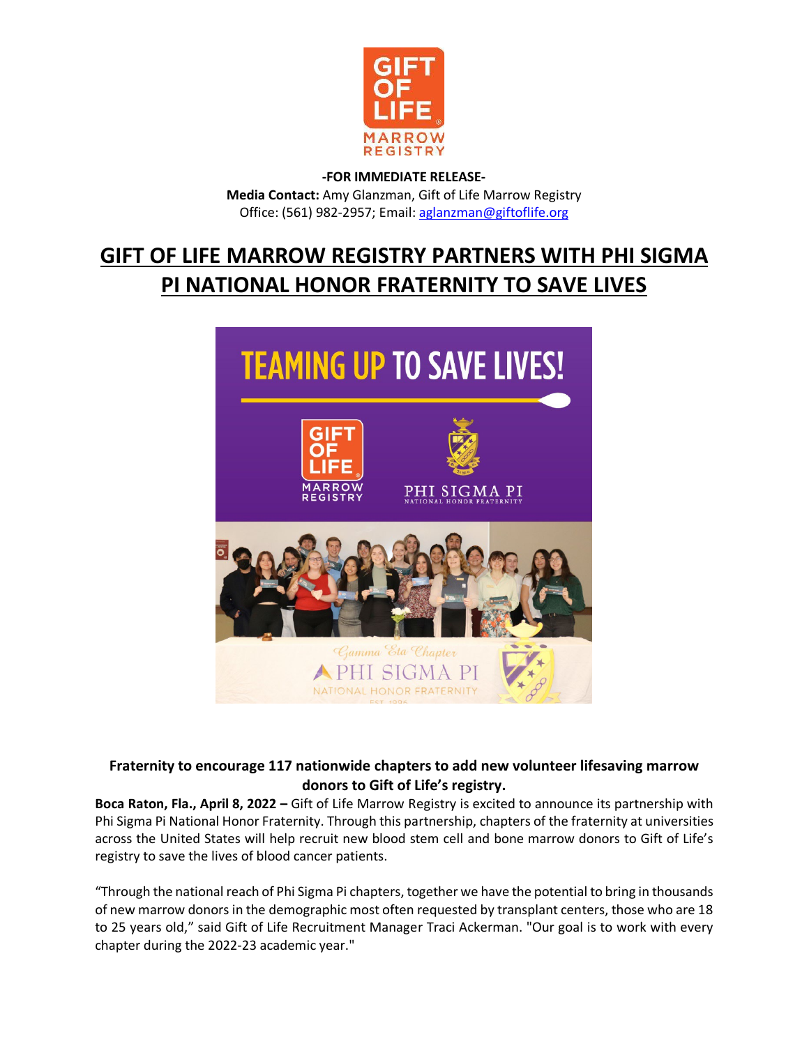**-FOR IMMEDIATE RELEASE-**

**Media Contact:** Amy Glanzman, Gift of Life Marrow Registry
Office: (561) 982-2957; Email: aglanzman@giftoflife.org

# GIFT OF LIFE MARROW REGISTRY PARTNERS WITH PHI SIGMA PI NATIONAL HONOR FRATERNITY TO SAVE LIVES

**Fraternity to encourage 117 nationwide chapters to add new volunteer lifesaving marrow donors to Gift of Life's registry.**

**Boca Raton, Fla., April 8, 2022 –** Gift of Life Marrow Registry is excited to announce its partnership with Phi Sigma Pi National Honor Fraternity. Through this partnership, chapters of the fraternity at universities across the United States will help recruit new blood stem cell and bone marrow donors to Gift of Life's registry to save the lives of blood cancer patients.

"Through the national reach of Phi Sigma Pi chapters, together we have the potential to bring in thousands of new marrow donors in the demographic most often requested by transplant centers, those who are 18 to 25 years old," said Gift of Life Recruitment Manager Traci Ackerman. "Our goal is to work with every chapter during the 2022-23 academic year."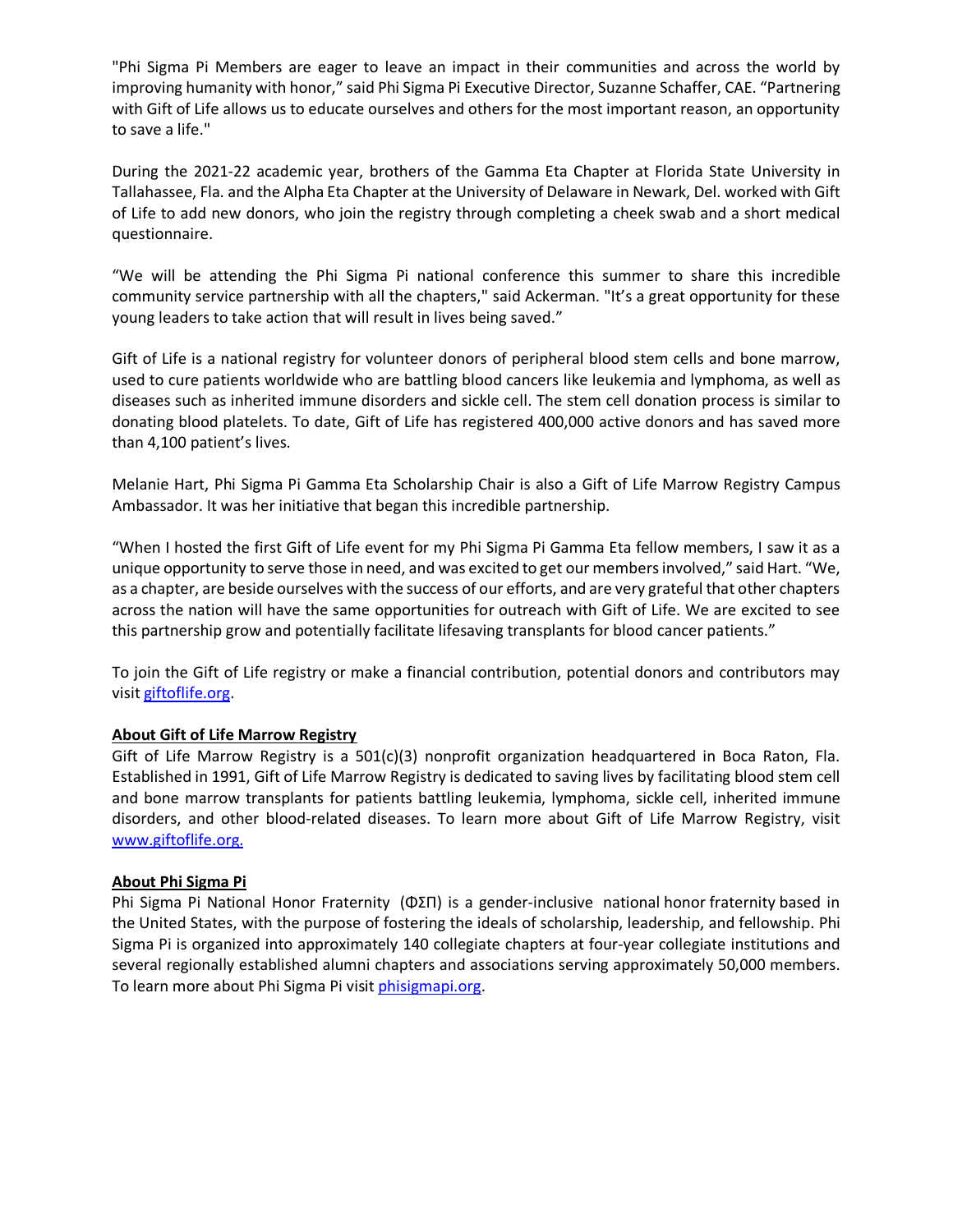"Phi Sigma Pi Members are eager to leave an impact in their communities and across the world by improving humanity with honor," said Phi Sigma Pi Executive Director, Suzanne Schaffer, CAE. "Partnering with Gift of Life allows us to educate ourselves and others for the most important reason, an opportunity to save a life."

During the 2021-22 academic year, brothers of the Gamma Eta Chapter at Florida State University in Tallahassee, Fla. and the Alpha Eta Chapter at the University of Delaware in Newark, Del. worked with Gift of Life to add new donors, who join the registry through completing a cheek swab and a short medical questionnaire.

"We will be attending the Phi Sigma Pi national conference this summer to share this incredible community service partnership with all the chapters," said Ackerman. "It's a great opportunity for these young leaders to take action that will result in lives being saved."

Gift of Life is a national registry for volunteer donors of peripheral blood stem cells and bone marrow, used to cure patients worldwide who are battling blood cancers like leukemia and lymphoma, as well as diseases such as inherited immune disorders and sickle cell. The stem cell donation process is similar to donating blood platelets. To date, Gift of Life has registered 400,000 active donors and has saved more than 4,100 patient's lives.

Melanie Hart, Phi Sigma Pi Gamma Eta Scholarship Chair is also a Gift of Life Marrow Registry Campus Ambassador. It was her initiative that began this incredible partnership.

"When I hosted the first Gift of Life event for my Phi Sigma Pi Gamma Eta fellow members, I saw it as a unique opportunity to serve those in need, and was excited to get our members involved," said Hart. "We, as a chapter, are beside ourselves with the success of our efforts, and are very grateful that other chapters across the nation will have the same opportunities for outreach with Gift of Life. We are excited to see this partnership grow and potentially facilitate lifesaving transplants for blood cancer patients."

To join the Gift of Life registry or make a financial contribution, potential donors and contributors may visit [giftoflife.org](giftoflife.org).

**About Gift of Life Marrow Registry**

Gift of Life Marrow Registry is a 501(c)(3) nonprofit organization headquartered in Boca Raton, Fla. Established in 1991, Gift of Life Marrow Registry is dedicated to saving lives by facilitating blood stem cell and bone marrow transplants for patients battling leukemia, lymphoma, sickle cell, inherited immune disorders, and other blood-related diseases. To learn more about Gift of Life Marrow Registry, visit [www.giftoflife.org.](www.giftoflife.org)

**About Phi Sigma Pi**

Phi Sigma Pi National Honor Fraternity (ΦΣΠ) is a gender-inclusive national honor fraternity based in the United States, with the purpose of fostering the ideals of scholarship, leadership, and fellowship. Phi Sigma Pi is organized into approximately 140 collegiate chapters at four-year collegiate institutions and several regionally established alumni chapters and associations serving approximately 50,000 members. To learn more about Phi Sigma Pi visit [phisigmapi.org](phisigmapi.org).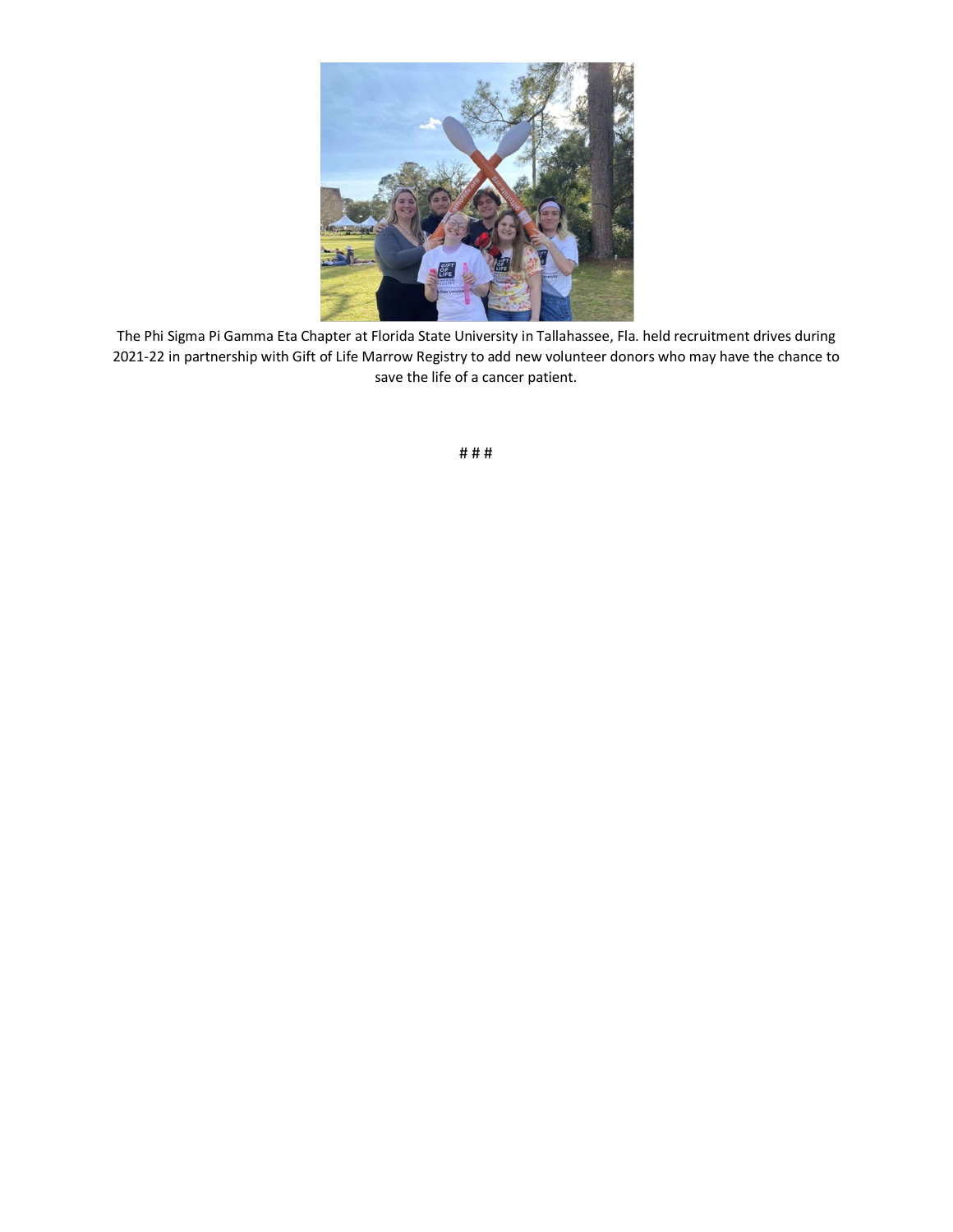The Phi Sigma Pi Gamma Eta Chapter at Florida State University in Tallahassee, Fla. held recruitment drives during 2021-22 in partnership with Gift of Life Marrow Registry to add new volunteer donors who may have the chance to save the life of a cancer patient.

# # #